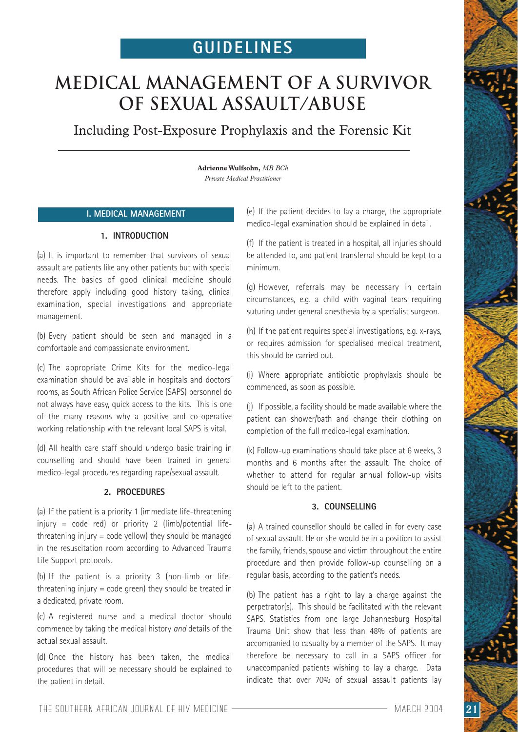GUIDELINES

# MEDICAL MANAGEMENT OF A SURVIVOR OF SEXUAL ASSAULT/ABUSE

## Including Post-Exposure Prophylaxis and the Forensic Kit

**Adrienne Wulfsohn,** *MB BCh*
*Private Medical Practitioner*

## I. MEDICAL MANAGEMENT

### 1. INTRODUCTION

(a) It is important to remember that survivors of sexual assault are patients like any other patients but with special needs. The basics of good clinical medicine should therefore apply including good history taking, clinical examination, special investigations and appropriate management.

(b) Every patient should be seen and managed in a comfortable and compassionate environment.

(c) The appropriate Crime Kits for the medico-legal examination should be available in hospitals and doctors' rooms, as South African Police Service (SAPS) personnel do not always have easy, quick access to the kits. This is one of the many reasons why a positive and co-operative working relationship with the relevant local SAPS is vital.

(d) All health care staff should undergo basic training in counselling and should have been trained in general medico-legal procedures regarding rape/sexual assault.

### 2. PROCEDURES

(a) If the patient is a priority 1 (immediate life-threatening injury = code red) or priority 2 (limb/potential life-threatening injury = code yellow) they should be managed in the resuscitation room according to Advanced Trauma Life Support protocols.

(b) If the patient is a priority 3 (non-limb or life-threatening injury = code green) they should be treated in a dedicated, private room.

(c) A registered nurse and a medical doctor should commence by taking the medical history *and* details of the actual sexual assault.

(d) Once the history has been taken, the medical procedures that will be necessary should be explained to the patient in detail.

(e) If the patient decides to lay a charge, the appropriate medico-legal examination should be explained in detail.

(f) If the patient is treated in a hospital, all injuries should be attended to, and patient transferral should be kept to a minimum.

(g) However, referrals may be necessary in certain circumstances, e.g. a child with vaginal tears requiring suturing under general anesthesia by a specialist surgeon.

(h) If the patient requires special investigations, e.g. x-rays, or requires admission for specialised medical treatment, this should be carried out.

(i) Where appropriate antibiotic prophylaxis should be commenced, as soon as possible.

(j) If possible, a facility should be made available where the patient can shower/bath and change their clothing on completion of the full medico-legal examination.

(k) Follow-up examinations should take place at 6 weeks, 3 months and 6 months after the assault. The choice of whether to attend for regular annual follow-up visits should be left to the patient.

### 3. COUNSELLING

(a) A trained counsellor should be called in for every case of sexual assault. He or she would be in a position to assist the family, friends, spouse and victim throughout the entire procedure and then provide follow-up counselling on a regular basis, according to the patient's needs.

(b) The patient has a right to lay a charge against the perpetrator(s). This should be facilitated with the relevant SAPS. Statistics from one large Johannesburg Hospital Trauma Unit show that less than 48% of patients are accompanied to casualty by a member of the SAPS. It may therefore be necessary to call in a SAPS officer for unaccompanied patients wishing to lay a charge. Data indicate that over 70% of sexual assault patients lay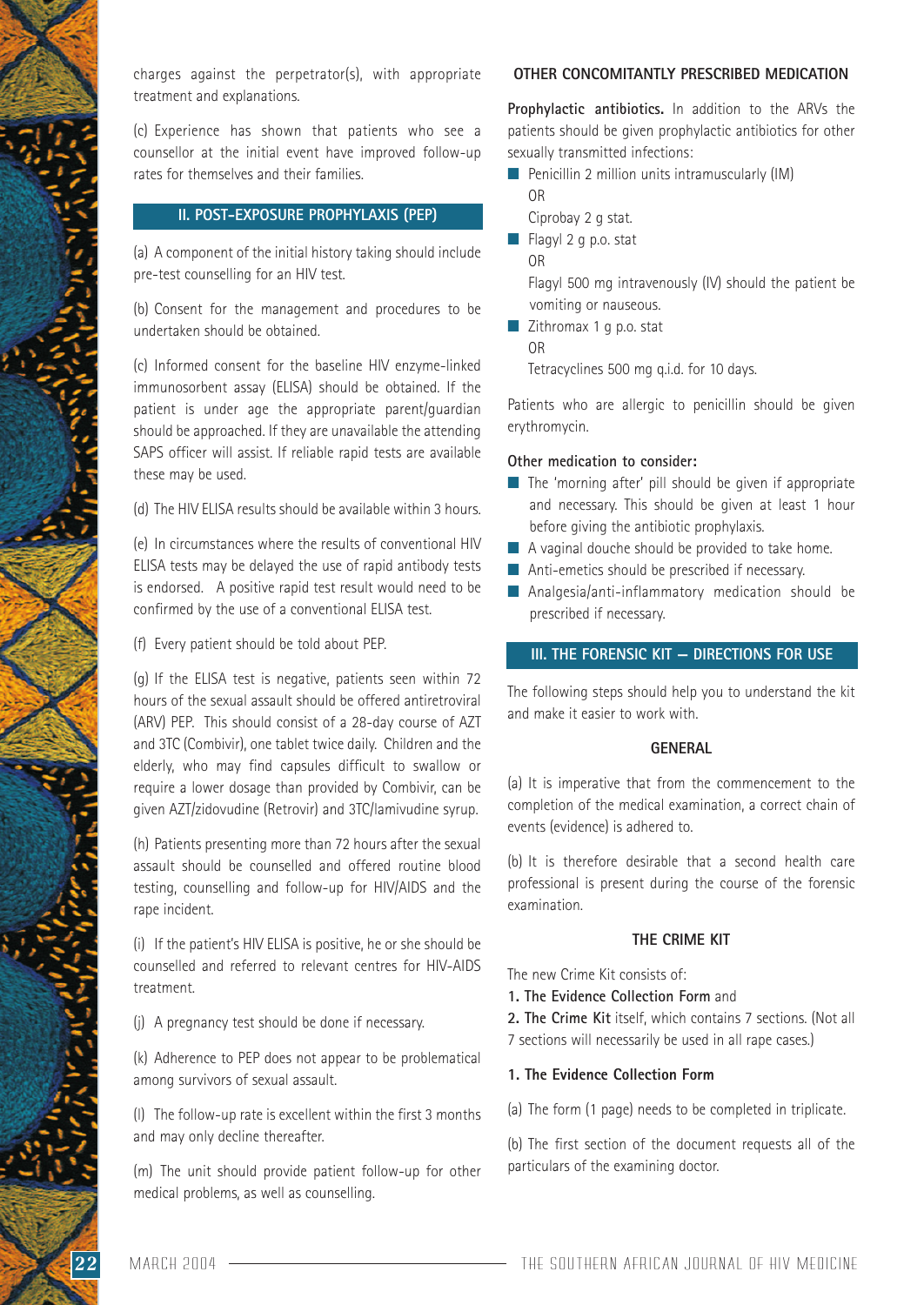charges against the perpetrator(s), with appropriate treatment and explanations.

(c) Experience has shown that patients who see a counsellor at the initial event have improved follow-up rates for themselves and their families.

## II. POST-EXPOSURE PROPHYLAXIS (PEP)

(a) A component of the initial history taking should include pre-test counselling for an HIV test.

(b) Consent for the management and procedures to be undertaken should be obtained.

(c) Informed consent for the baseline HIV enzyme-linked immunosorbent assay (ELISA) should be obtained. If the patient is under age the appropriate parent/guardian should be approached. If they are unavailable the attending SAPS officer will assist. If reliable rapid tests are available these may be used.

(d) The HIV ELISA results should be available within 3 hours.

(e) In circumstances where the results of conventional HIV ELISA tests may be delayed the use of rapid antibody tests is endorsed. A positive rapid test result would need to be confirmed by the use of a conventional ELISA test.

(f) Every patient should be told about PEP.

(g) If the ELISA test is negative, patients seen within 72 hours of the sexual assault should be offered antiretroviral (ARV) PEP. This should consist of a 28-day course of AZT and 3TC (Combivir), one tablet twice daily. Children and the elderly, who may find capsules difficult to swallow or require a lower dosage than provided by Combivir, can be given AZT/zidovudine (Retrovir) and 3TC/lamivudine syrup.

(h) Patients presenting more than 72 hours after the sexual assault should be counselled and offered routine blood testing, counselling and follow-up for HIV/AIDS and the rape incident.

(i) If the patient's HIV ELISA is positive, he or she should be counselled and referred to relevant centres for HIV-AIDS treatment.

(j) A pregnancy test should be done if necessary.

(k) Adherence to PEP does not appear to be problematical among survivors of sexual assault.

(l) The follow-up rate is excellent within the first 3 months and may only decline thereafter.

(m) The unit should provide patient follow-up for other medical problems, as well as counselling.

### OTHER CONCOMITANTLY PRESCRIBED MEDICATION

**Prophylactic antibiotics.** In addition to the ARVs the patients should be given prophylactic antibiotics for other sexually transmitted infections:

- Penicillin 2 million units intramuscularly (IM)
  OR
  Ciprobay 2 g stat.
- Flagyl 2 g p.o. stat
  OR
  Flagyl 500 mg intravenously (IV) should the patient be vomiting or nauseous.
- Zithromax 1 g p.o. stat
  OR
  Tetracyclines 500 mg q.i.d. for 10 days.

Patients who are allergic to penicillin should be given erythromycin.

**Other medication to consider:**

- The 'morning after' pill should be given if appropriate and necessary. This should be given at least 1 hour before giving the antibiotic prophylaxis.
- A vaginal douche should be provided to take home.
- Anti-emetics should be prescribed if necessary.
- Analgesia/anti-inflammatory medication should be prescribed if necessary.

## III. THE FORENSIC KIT – DIRECTIONS FOR USE

The following steps should help you to understand the kit and make it easier to work with.

### GENERAL

(a) It is imperative that from the commencement to the completion of the medical examination, a correct chain of events (evidence) is adhered to.

(b) It is therefore desirable that a second health care professional is present during the course of the forensic examination.

### THE CRIME KIT

The new Crime Kit consists of:

**1. The Evidence Collection Form** and

**2. The Crime Kit** itself, which contains 7 sections. (Not all 7 sections will necessarily be used in all rape cases.)

**1. The Evidence Collection Form**

(a) The form (1 page) needs to be completed in triplicate.

(b) The first section of the document requests all of the particulars of the examining doctor.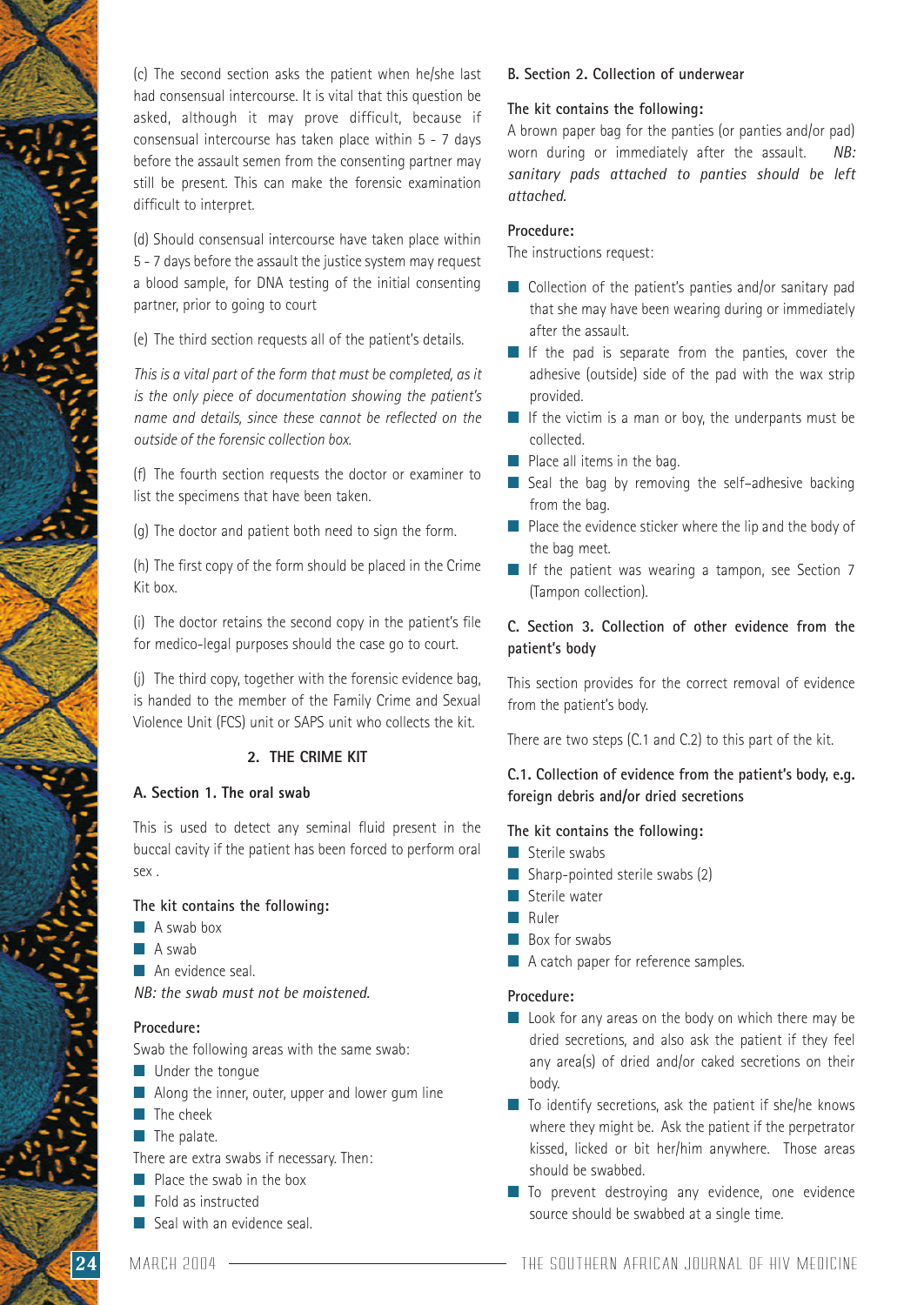(c) The second section asks the patient when he/she last had consensual intercourse. It is vital that this question be asked, although it may prove difficult, because if consensual intercourse has taken place within 5 - 7 days before the assault semen from the consenting partner may still be present. This can make the forensic examination difficult to interpret.

(d) Should consensual intercourse have taken place within 5 - 7 days before the assault the justice system may request a blood sample, for DNA testing of the initial consenting partner, prior to going to court

(e) The third section requests all of the patient's details.

*This is a vital part of the form that must be completed, as it is the only piece of documentation showing the patient's name and details, since these cannot be reflected on the outside of the forensic collection box.*

(f) The fourth section requests the doctor or examiner to list the specimens that have been taken.

(g) The doctor and patient both need to sign the form.

(h) The first copy of the form should be placed in the Crime Kit box.

(i) The doctor retains the second copy in the patient's file for medico-legal purposes should the case go to court.

(j) The third copy, together with the forensic evidence bag, is handed to the member of the Family Crime and Sexual Violence Unit (FCS) unit or SAPS unit who collects the kit.

## 2. THE CRIME KIT

### A. Section 1. The oral swab

This is used to detect any seminal fluid present in the buccal cavity if the patient has been forced to perform oral sex .

**The kit contains the following:**

- A swab box
- A swab
- An evidence seal.

*NB: the swab must not be moistened.*

**Procedure:**

Swab the following areas with the same swab:

- Under the tongue
- Along the inner, outer, upper and lower gum line
- The cheek
- The palate.

There are extra swabs if necessary. Then:

- Place the swab in the box
- Fold as instructed
- Seal with an evidence seal.

### B. Section 2. Collection of underwear

**The kit contains the following:**

A brown paper bag for the panties (or panties and/or pad) worn during or immediately after the assault. *NB: sanitary pads attached to panties should be left attached.*

**Procedure:**

The instructions request:

- Collection of the patient's panties and/or sanitary pad that she may have been wearing during or immediately after the assault.
- If the pad is separate from the panties, cover the adhesive (outside) side of the pad with the wax strip provided.
- If the victim is a man or boy, the underpants must be collected.
- Place all items in the bag.
- Seal the bag by removing the self–adhesive backing from the bag.
- Place the evidence sticker where the lip and the body of the bag meet.
- If the patient was wearing a tampon, see Section 7 (Tampon collection).

### C. Section 3. Collection of other evidence from the patient's body

This section provides for the correct removal of evidence from the patient's body.

There are two steps (C.1 and C.2) to this part of the kit.

### C.1. Collection of evidence from the patient's body, e.g. foreign debris and/or dried secretions

**The kit contains the following:**

- Sterile swabs
- Sharp-pointed sterile swabs (2)
- Sterile water
- Ruler
- Box for swabs
- A catch paper for reference samples.

**Procedure:**

- Look for any areas on the body on which there may be dried secretions, and also ask the patient if they feel any area(s) of dried and/or caked secretions on their body.
- To identify secretions, ask the patient if she/he knows where they might be. Ask the patient if the perpetrator kissed, licked or bit her/him anywhere. Those areas should be swabbed.
- To prevent destroying any evidence, one evidence source should be swabbed at a single time.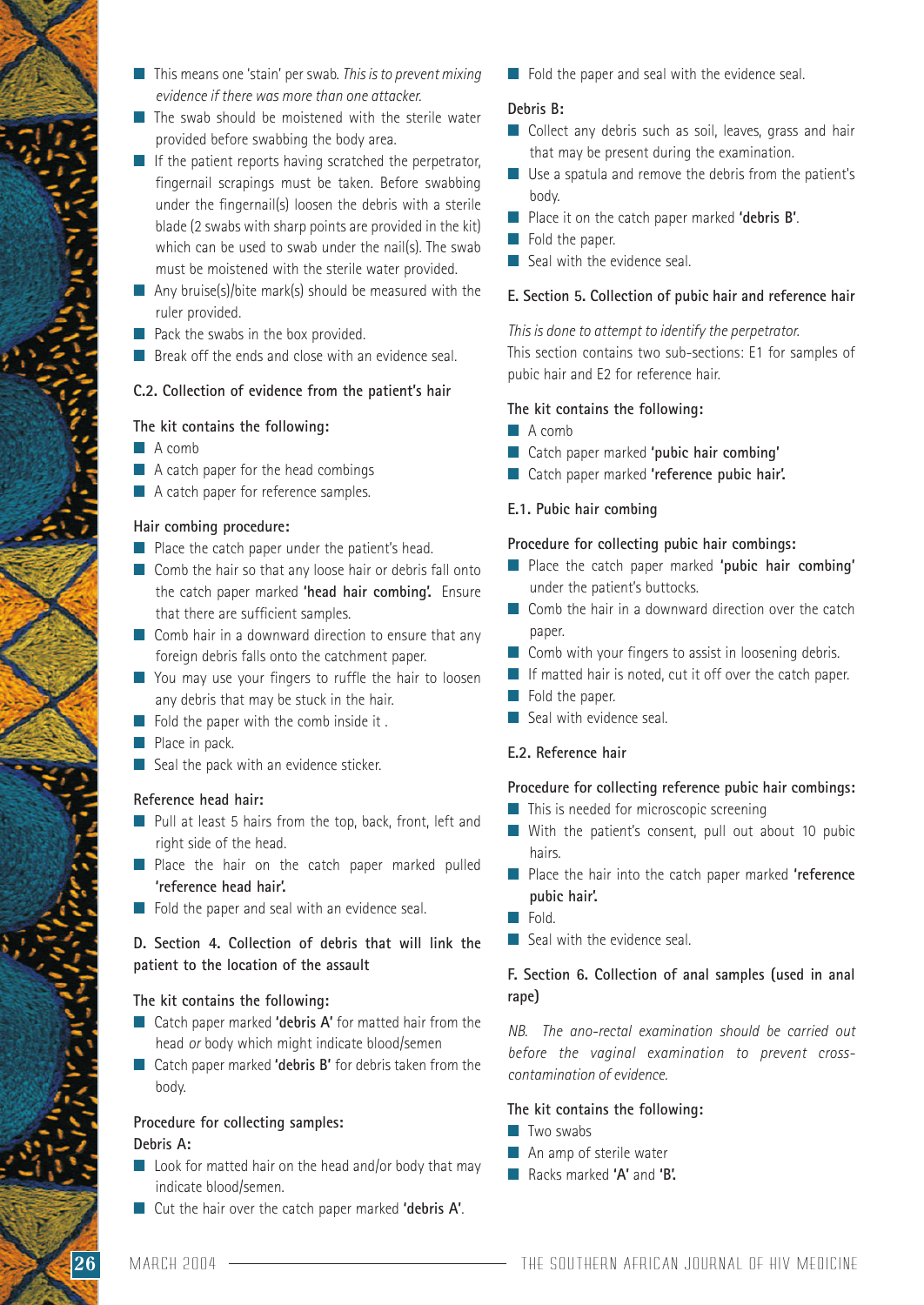- This means one 'stain' per swab. *This is to prevent mixing evidence if there was more than one attacker.*
- The swab should be moistened with the sterile water provided before swabbing the body area.
- If the patient reports having scratched the perpetrator, fingernail scrapings must be taken. Before swabbing under the fingernail(s) loosen the debris with a sterile blade (2 swabs with sharp points are provided in the kit) which can be used to swab under the nail(s). The swab must be moistened with the sterile water provided.
- Any bruise(s)/bite mark(s) should be measured with the ruler provided.
- Pack the swabs in the box provided.
- Break off the ends and close with an evidence seal.

### C.2. Collection of evidence from the patient's hair

**The kit contains the following:**

- A comb
- A catch paper for the head combings
- A catch paper for reference samples.

**Hair combing procedure:**

- Place the catch paper under the patient's head.
- Comb the hair so that any loose hair or debris fall onto the catch paper marked **'head hair combing'.** Ensure that there are sufficient samples.
- Comb hair in a downward direction to ensure that any foreign debris falls onto the catchment paper.
- You may use your fingers to ruffle the hair to loosen any debris that may be stuck in the hair.
- Fold the paper with the comb inside it .
- Place in pack.
- Seal the pack with an evidence sticker.

**Reference head hair:**

- Pull at least 5 hairs from the top, back, front, left and right side of the head.
- Place the hair on the catch paper marked pulled **'reference head hair'.**
- Fold the paper and seal with an evidence seal.

### D. Section 4. Collection of debris that will link the patient to the location of the assault

**The kit contains the following:**

- Catch paper marked **'debris A'** for matted hair from the head *or* body which might indicate blood/semen
- Catch paper marked **'debris B'** for debris taken from the body.

**Procedure for collecting samples:**

**Debris A:**

- Look for matted hair on the head and/or body that may indicate blood/semen.
- Cut the hair over the catch paper marked **'debris A'**.
- Fold the paper and seal with the evidence seal.

**Debris B:**

- Collect any debris such as soil, leaves, grass and hair that may be present during the examination.
- Use a spatula and remove the debris from the patient's body.
- Place it on the catch paper marked **'debris B'**.
- Fold the paper.
- Seal with the evidence seal.

### E. Section 5. Collection of pubic hair and reference hair

*This is done to attempt to identify the perpetrator.*

This section contains two sub-sections: E1 for samples of pubic hair and E2 for reference hair.

**The kit contains the following:**

- A comb
- Catch paper marked **'pubic hair combing'**
- Catch paper marked **'reference pubic hair'.**

### E.1. Pubic hair combing

**Procedure for collecting pubic hair combings:**

- Place the catch paper marked **'pubic hair combing'** under the patient's buttocks.
- Comb the hair in a downward direction over the catch paper.
- Comb with your fingers to assist in loosening debris.
- If matted hair is noted, cut it off over the catch paper.
- Fold the paper.
- Seal with evidence seal.

### E.2. Reference hair

**Procedure for collecting reference pubic hair combings:**

- This is needed for microscopic screening
- With the patient's consent, pull out about 10 pubic hairs.
- Place the hair into the catch paper marked **'reference pubic hair'.**
- Fold.
- Seal with the evidence seal.

### F. Section 6. Collection of anal samples (used in anal rape)

*NB. The ano-rectal examination should be carried out before the vaginal examination to prevent cross-contamination of evidence.*

**The kit contains the following:**

- Two swabs
- An amp of sterile water
- Racks marked **'A'** and **'B'.**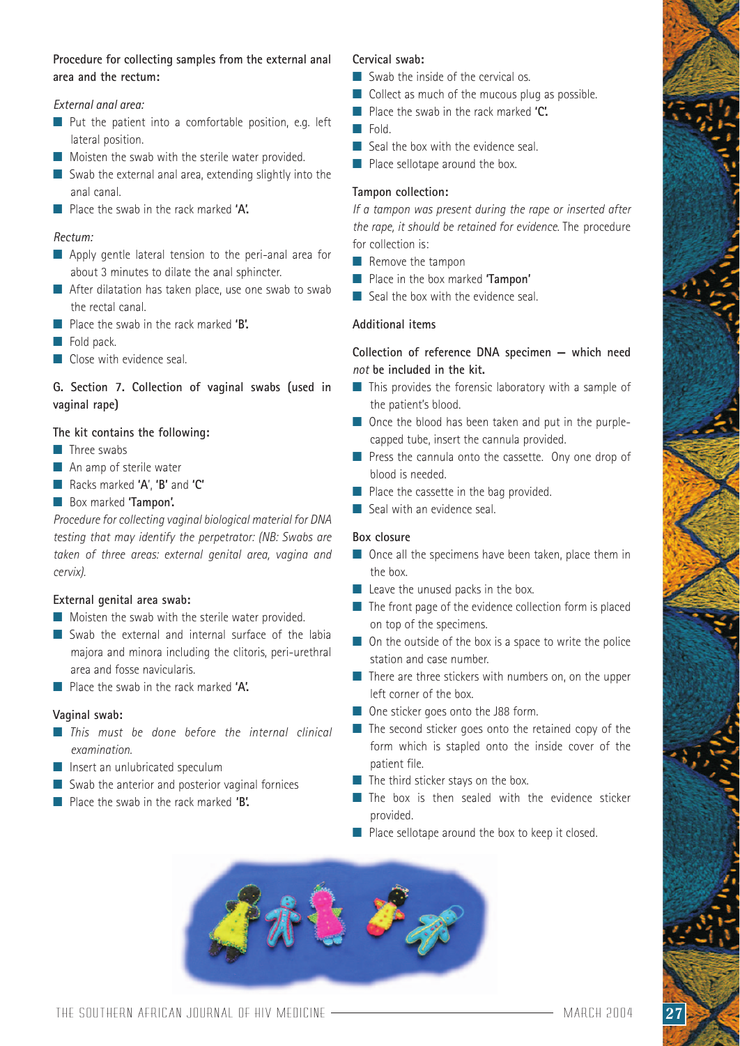**Procedure for collecting samples from the external anal area and the rectum:**

*External anal area:*

- Put the patient into a comfortable position, e.g. left lateral position.
- Moisten the swab with the sterile water provided.
- Swab the external anal area, extending slightly into the anal canal.
- Place the swab in the rack marked **'A'.**

*Rectum:*

- Apply gentle lateral tension to the peri-anal area for about 3 minutes to dilate the anal sphincter.
- After dilatation has taken place, use one swab to swab the rectal canal.
- Place the swab in the rack marked **'B'.**
- Fold pack.
- Close with evidence seal.

**G. Section 7. Collection of vaginal swabs (used in vaginal rape)**

**The kit contains the following:**

- Three swabs
- An amp of sterile water
- Racks marked **'A'**, **'B'** and **'C'**
- Box marked **'Tampon'.**

*Procedure for collecting vaginal biological material for DNA testing that may identify the perpetrator: (NB: Swabs are taken of three areas: external genital area, vagina and cervix).*

**External genital area swab:**

- Moisten the swab with the sterile water provided.
- Swab the external and internal surface of the labia majora and minora including the clitoris, peri-urethral area and fosse navicularis.
- Place the swab in the rack marked **'A'.**

**Vaginal swab:**

- *This must be done before the internal clinical examination.*
- Insert an unlubricated speculum
- Swab the anterior and posterior vaginal fornices
- Place the swab in the rack marked **'B'.**

**Cervical swab:**

- Swab the inside of the cervical os.
- Collect as much of the mucous plug as possible.
- Place the swab in the rack marked **'C'.**
- Fold.
- Seal the box with the evidence seal.
- Place sellotape around the box.

**Tampon collection:**

*If a tampon was present during the rape or inserted after the rape, it should be retained for evidence.* The procedure for collection is:

- Remove the tampon
- Place in the box marked **'Tampon'**
- Seal the box with the evidence seal.

**Additional items**

**Collection of reference DNA specimen — which need *not* be included in the kit.**

- This provides the forensic laboratory with a sample of the patient's blood.
- Once the blood has been taken and put in the purple-capped tube, insert the cannula provided.
- Press the cannula onto the cassette. Ony one drop of blood is needed.
- Place the cassette in the bag provided.
- Seal with an evidence seal.

**Box closure**

- Once all the specimens have been taken, place them in the box.
- Leave the unused packs in the box.
- The front page of the evidence collection form is placed on top of the specimens.
- On the outside of the box is a space to write the police station and case number.
- There are three stickers with numbers on, on the upper left corner of the box.
- One sticker goes onto the J88 form.
- The second sticker goes onto the retained copy of the form which is stapled onto the inside cover of the patient file.
- The third sticker stays on the box.
- The box is then sealed with the evidence sticker provided.
- Place sellotape around the box to keep it closed.